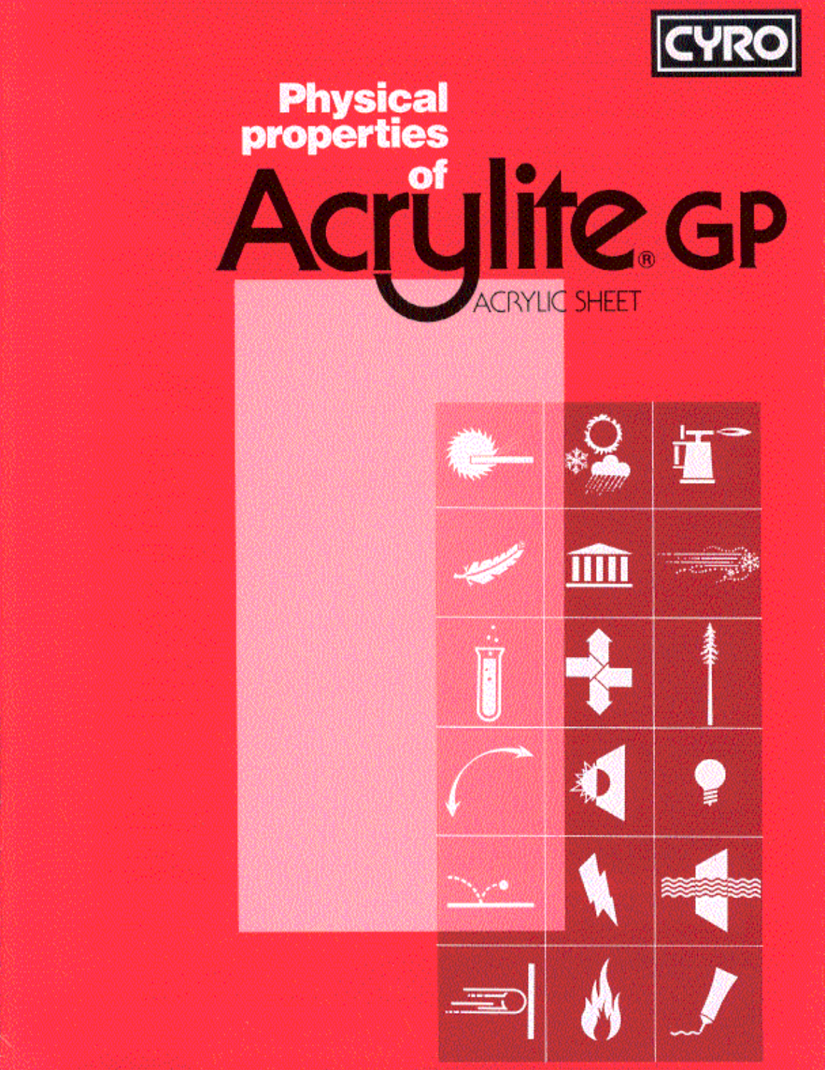CYRO

# Physical properties of Acrylite® GP

ACRYLIC SHEET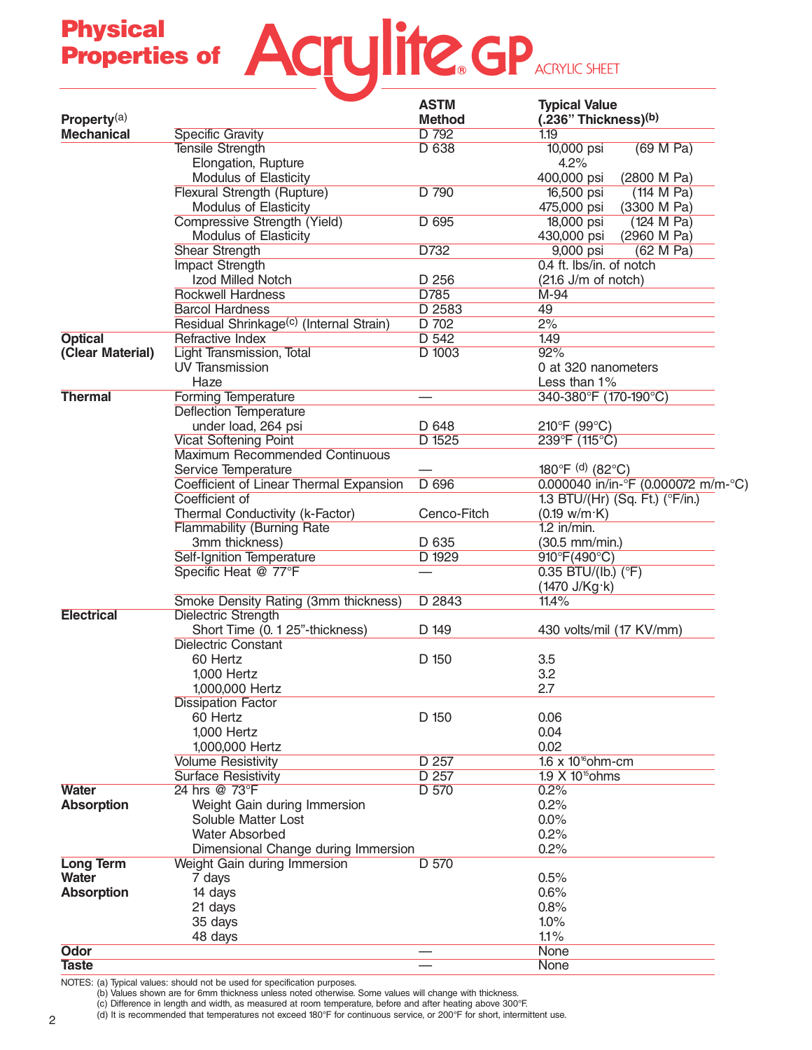# Physical Properties of Acrylite® GP ACRYLIC SHEET

| Property[a] | | ASTM Method | Typical Value (.236" Thickness)[b] |
|---|---|---|---|
| **Mechanical** | Specific Gravity | D 792 | 1.19 |
| | Tensile Strength | D 638 | 10,000 psi (69 M Pa) |
| | Elongation, Rupture | | 4.2% |
| | Modulus of Elasticity | | 400,000 psi (2800 M Pa) |
| | Flexural Strength (Rupture) | D 790 | 16,500 psi (114 M Pa) |
| | Modulus of Elasticity | | 475,000 psi (3300 M Pa) |
| | Compressive Strength (Yield) | D 695 | 18,000 psi (124 M Pa) |
| | Modulus of Elasticity | | 430,000 psi (2960 M Pa) |
| | Shear Strength | D732 | 9,000 psi (62 M Pa) |
| | Impact Strength Izod Milled Notch | D 256 | 0.4 ft. lbs/in. of notch (21.6 J/m of notch) |
| | Rockwell Hardness | D785 | M-94 |
| | Barcol Hardness | D 2583 | 49 |
| | Residual Shrinkage[c] (Internal Strain) | D 702 | 2% |
| **Optical (Clear Material)** | Refractive Index | D 542 | 1.49 |
| | Light Transmission, Total | D 1003 | 92% |
| | UV Transmission | | 0 at 320 nanometers |
| | Haze | | Less than 1% |
| **Thermal** | Forming Temperature | — | 340-380°F (170-190°C) |
| | Deflection Temperature under load, 264 psi | D 648 | 210°F (99°C) |
| | Vicat Softening Point | D 1525 | 239°F (115°C) |
| | Maximum Recommended Continuous Service Temperature | — | 180°F [d] (82°C) |
| | Coefficient of Linear Thermal Expansion | D 696 | 0.000040 in/in-°F (0.000072 m/m-°C) |
| | Coefficient of Thermal Conductivity (k-Factor) | Cenco-Fitch | 1.3 BTU/(Hr) (Sq. Ft.) (°F/in.) (0.19 w/m·K) |
| | Flammability (Burning Rate 3mm thickness) | D 635 | 1.2 in/min. (30.5 mm/min.) |
| | Self-Ignition Temperature | D 1929 | 910°F(490°C) |
| | Specific Heat @ 77°F | — | 0.35 BTU/(lb.) (°F) (1470 J/Kg·k) |
| | Smoke Density Rating (3mm thickness) | D 2843 | 11.4% |
| **Electrical** | Dielectric Strength Short Time (0. 1 25"-thickness) | D 149 | 430 volts/mil (17 KV/mm) |
| | Dielectric Constant | D 150 | |
| | 60 Hertz | | 3.5 |
| | 1,000 Hertz | | 3.2 |
| | 1,000,000 Hertz | | 2.7 |
| | Dissipation Factor | D 150 | |
| | 60 Hertz | | 0.06 |
| | 1,000 Hertz | | 0.04 |
| | 1,000,000 Hertz | | 0.02 |
| | Volume Resistivity | D 257 | $1.6 \times 10^{16}$ ohm-cm |
| | Surface Resistivity | D 257 | $1.9 \times 10^{15}$ ohms |
| **Water Absorption** | 24 hrs @ 73°F | D 570 | 0.2% |
| | Weight Gain during Immersion | | 0.2% |
| | Soluble Matter Lost | | 0.0% |
| | Water Absorbed | | 0.2% |
| | Dimensional Change during Immersion | | 0.2% |
| **Long Term Water Absorption** | Weight Gain during Immersion | D 570 | |
| | 7 days | | 0.5% |
| | 14 days | | 0.6% |
| | 21 days | | 0.8% |
| | 35 days | | 1.0% |
| | 48 days | | 1.1% |
| **Odor** | | — | None |
| **Taste** | | — | None |

NOTES: (a) Typical values: should not be used for specification purposes.
(b) Values shown are for 6mm thickness unless noted otherwise. Some values will change with thickness.
(c) Difference in length and width, as measured at room temperature, before and after heating above 300°F.
(d) It is recommended that temperatures not exceed 180°F for continuous service, or 200°F for short, intermittent use.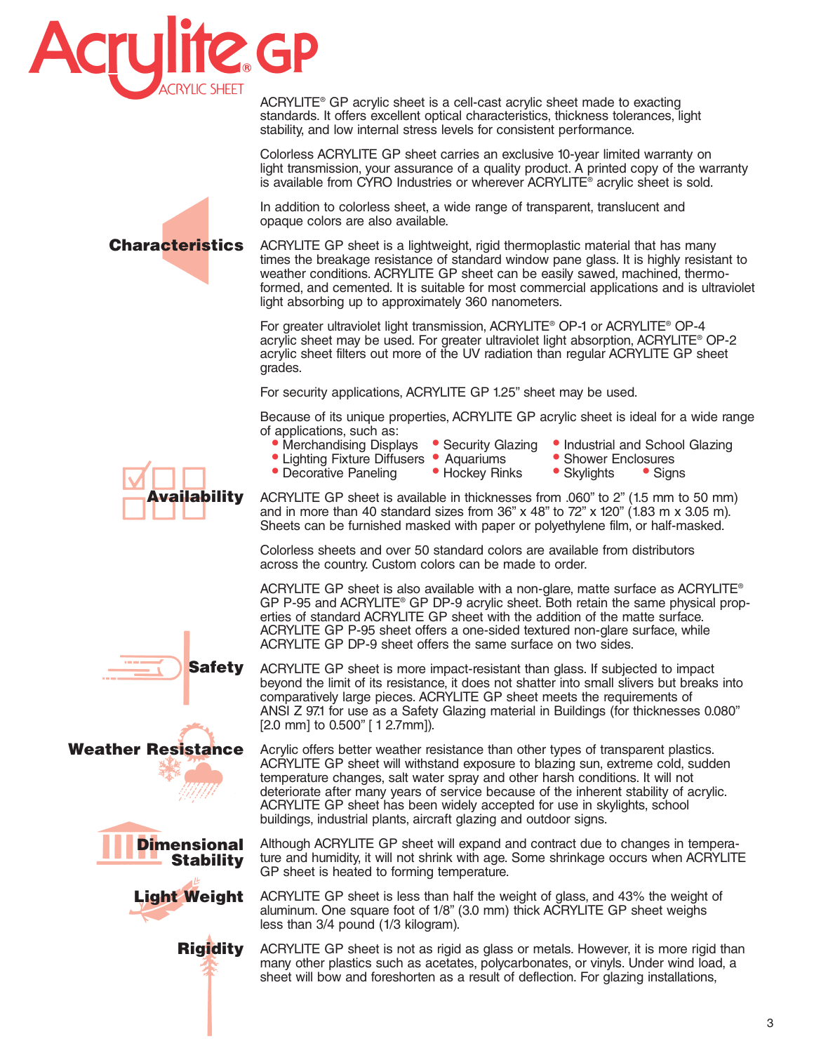# Acrylite® GP

ACRYLIC SHEET

ACRYLITE® GP acrylic sheet is a cell-cast acrylic sheet made to exacting standards. It offers excellent optical characteristics, thickness tolerances, light stability, and low internal stress levels for consistent performance.

Colorless ACRYLITE GP sheet carries an exclusive 10-year limited warranty on light transmission, your assurance of a quality product. A printed copy of the warranty is available from CYRO Industries or wherever ACRYLITE® acrylic sheet is sold.

In addition to colorless sheet, a wide range of transparent, translucent and opaque colors are also available.

## Characteristics

ACRYLITE GP sheet is a lightweight, rigid thermoplastic material that has many times the breakage resistance of standard window pane glass. It is highly resistant to weather conditions. ACRYLITE GP sheet can be easily sawed, machined, thermoformed, and cemented. It is suitable for most commercial applications and is ultraviolet light absorbing up to approximately 360 nanometers.

For greater ultraviolet light transmission, ACRYLITE® OP-1 or ACRYLITE® OP-4 acrylic sheet may be used. For greater ultraviolet light absorption, ACRYLITE® OP-2 acrylic sheet filters out more of the UV radiation than regular ACRYLITE GP sheet grades.

For security applications, ACRYLITE GP 1.25" sheet may be used.

Because of its unique properties, ACRYLITE GP acrylic sheet is ideal for a wide range of applications, such as:

- Merchandising Displays
- Lighting Fixture Diffusers
- Decorative Paneling
- Security Glazing
- Aquariums
- Hockey Rinks
- Industrial and School Glazing
- Shower Enclosures
- Skylights
- Signs

## Availability

ACRYLITE GP sheet is available in thicknesses from .060" to 2" (1.5 mm to 50 mm) and in more than 40 standard sizes from 36" x 48" to 72" x 120" (1.83 m x 3.05 m). Sheets can be furnished masked with paper or polyethylene film, or half-masked.

Colorless sheets and over 50 standard colors are available from distributors across the country. Custom colors can be made to order.

ACRYLITE GP sheet is also available with a non-glare, matte surface as ACRYLITE® GP P-95 and ACRYLITE® GP DP-9 acrylic sheet. Both retain the same physical properties of standard ACRYLITE GP sheet with the addition of the matte surface. ACRYLITE GP P-95 sheet offers a one-sided textured non-glare surface, while ACRYLITE GP DP-9 sheet offers the same surface on two sides.

## Safety

ACRYLITE GP sheet is more impact-resistant than glass. If subjected to impact beyond the limit of its resistance, it does not shatter into small slivers but breaks into comparatively large pieces. ACRYLITE GP sheet meets the requirements of ANSI Z 97.1 for use as a Safety Glazing material in Buildings (for thicknesses 0.080" [2.0 mm] to 0.500" [ 1 2.7mm]).

## Weather Resistance

Acrylic offers better weather resistance than other types of transparent plastics. ACRYLITE GP sheet will withstand exposure to blazing sun, extreme cold, sudden temperature changes, salt water spray and other harsh conditions. It will not deteriorate after many years of service because of the inherent stability of acrylic. ACRYLITE GP sheet has been widely accepted for use in skylights, school buildings, industrial plants, aircraft glazing and outdoor signs.

## Dimensional Stability

Although ACRYLITE GP sheet will expand and contract due to changes in temperature and humidity, it will not shrink with age. Some shrinkage occurs when ACRYLITE GP sheet is heated to forming temperature.

## Light Weight

ACRYLITE GP sheet is less than half the weight of glass, and 43% the weight of aluminum. One square foot of 1/8" (3.0 mm) thick ACRYLITE GP sheet weighs less than 3/4 pound (1/3 kilogram).

## Rigidity

ACRYLITE GP sheet is not as rigid as glass or metals. However, it is more rigid than many other plastics such as acetates, polycarbonates, or vinyls. Under wind load, a sheet will bow and foreshorten as a result of deflection. For glazing installations,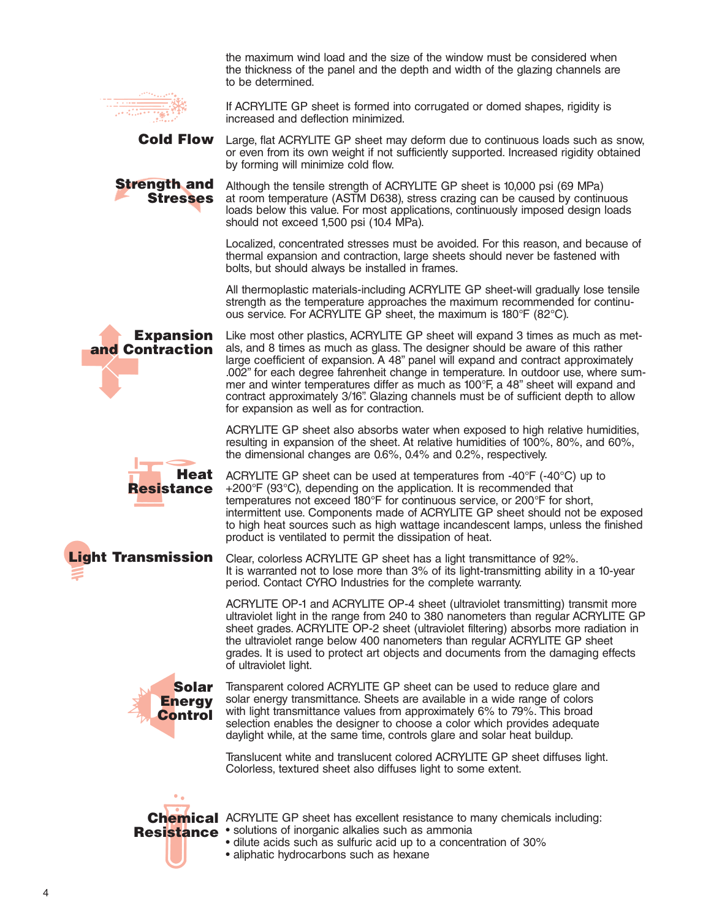the maximum wind load and the size of the window must be considered when the thickness of the panel and the depth and width of the glazing channels are to be determined.

If ACRYLITE GP sheet is formed into corrugated or domed shapes, rigidity is increased and deflection minimized.

## Cold Flow

Large, flat ACRYLITE GP sheet may deform due to continuous loads such as snow, or even from its own weight if not sufficiently supported. Increased rigidity obtained by forming will minimize cold flow.

## Strength and Stresses

Although the tensile strength of ACRYLITE GP sheet is 10,000 psi (69 MPa) at room temperature (ASTM D638), stress crazing can be caused by continuous loads below this value. For most applications, continuously imposed design loads should not exceed 1,500 psi (10.4 MPa).

Localized, concentrated stresses must be avoided. For this reason, and because of thermal expansion and contraction, large sheets should never be fastened with bolts, but should always be installed in frames.

All thermoplastic materials-including ACRYLITE GP sheet-will gradually lose tensile strength as the temperature approaches the maximum recommended for continuous service. For ACRYLITE GP sheet, the maximum is 180°F (82°C).

## Expansion and Contraction

Like most other plastics, ACRYLITE GP sheet will expand 3 times as much as metals, and 8 times as much as glass. The designer should be aware of this rather large coefficient of expansion. A 48" panel will expand and contract approximately .002" for each degree fahrenheit change in temperature. In outdoor use, where summer and winter temperatures differ as much as 100°F, a 48" sheet will expand and contract approximately 3/16". Glazing channels must be of sufficient depth to allow for expansion as well as for contraction.

ACRYLITE GP sheet also absorbs water when exposed to high relative humidities, resulting in expansion of the sheet. At relative humidities of 100%, 80%, and 60%, the dimensional changes are 0.6%, 0.4% and 0.2%, respectively.

## Heat Resistance

ACRYLITE GP sheet can be used at temperatures from -40°F (-40°C) up to +200°F (93°C), depending on the application. It is recommended that temperatures not exceed 180°F for continuous service, or 200°F for short, intermittent use. Components made of ACRYLITE GP sheet should not be exposed to high heat sources such as high wattage incandescent lamps, unless the finished product is ventilated to permit the dissipation of heat.

## Light Transmission

Clear, colorless ACRYLITE GP sheet has a light transmittance of 92%. It is warranted not to lose more than 3% of its light-transmitting ability in a 10-year period. Contact CYRO Industries for the complete warranty.

ACRYLITE OP-1 and ACRYLITE OP-4 sheet (ultraviolet transmitting) transmit more ultraviolet light in the range from 240 to 380 nanometers than regular ACRYLITE GP sheet grades. ACRYLITE OP-2 sheet (ultraviolet filtering) absorbs more radiation in the ultraviolet range below 400 nanometers than regular ACRYLITE GP sheet grades. It is used to protect art objects and documents from the damaging effects of ultraviolet light.

## Solar Energy Control

Transparent colored ACRYLITE GP sheet can be used to reduce glare and solar energy transmittance. Sheets are available in a wide range of colors with light transmittance values from approximately 6% to 79%. This broad selection enables the designer to choose a color which provides adequate daylight while, at the same time, controls glare and solar heat buildup.

Translucent white and translucent colored ACRYLITE GP sheet diffuses light. Colorless, textured sheet also diffuses light to some extent.

## Chemical Resistance

ACRYLITE GP sheet has excellent resistance to many chemicals including:

- solutions of inorganic alkalies such as ammonia
- dilute acids such as sulfuric acid up to a concentration of 30%
- aliphatic hydrocarbons such as hexane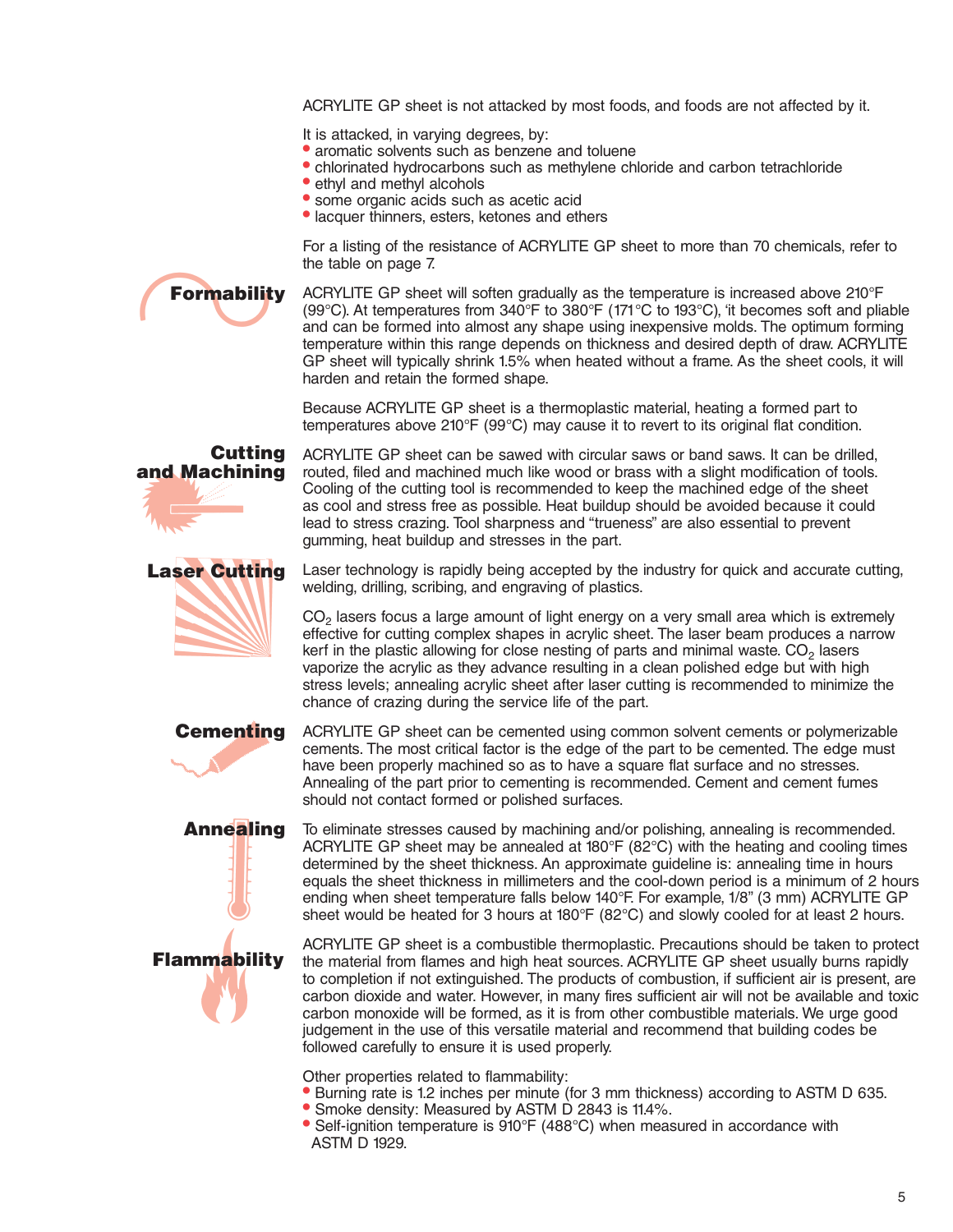ACRYLITE GP sheet is not attacked by most foods, and foods are not affected by it.

It is attacked, in varying degrees, by:

- aromatic solvents such as benzene and toluene
- chlorinated hydrocarbons such as methylene chloride and carbon tetrachloride
- ethyl and methyl alcohols
- some organic acids such as acetic acid
- lacquer thinners, esters, ketones and ethers

For a listing of the resistance of ACRYLITE GP sheet to more than 70 chemicals, refer to the table on page 7.

## Formability

ACRYLITE GP sheet will soften gradually as the temperature is increased above 210°F (99°C). At temperatures from 340°F to 380°F (171°C to 193°C), 'it becomes soft and pliable and can be formed into almost any shape using inexpensive molds. The optimum forming temperature within this range depends on thickness and desired depth of draw. ACRYLITE GP sheet will typically shrink 1.5% when heated without a frame. As the sheet cools, it will harden and retain the formed shape.

Because ACRYLITE GP sheet is a thermoplastic material, heating a formed part to temperatures above 210°F (99°C) may cause it to revert to its original flat condition.

## Cutting and Machining

ACRYLITE GP sheet can be sawed with circular saws or band saws. It can be drilled, routed, filed and machined much like wood or brass with a slight modification of tools. Cooling of the cutting tool is recommended to keep the machined edge of the sheet as cool and stress free as possible. Heat buildup should be avoided because it could lead to stress crazing. Tool sharpness and "trueness" are also essential to prevent gumming, heat buildup and stresses in the part.

## Laser Cutting

Laser technology is rapidly being accepted by the industry for quick and accurate cutting, welding, drilling, scribing, and engraving of plastics.

$CO_2$ lasers focus a large amount of light energy on a very small area which is extremely effective for cutting complex shapes in acrylic sheet. The laser beam produces a narrow kerf in the plastic allowing for close nesting of parts and minimal waste. $CO_2$ lasers vaporize the acrylic as they advance resulting in a clean polished edge but with high stress levels; annealing acrylic sheet after laser cutting is recommended to minimize the chance of crazing during the service life of the part.

## Cementing

ACRYLITE GP sheet can be cemented using common solvent cements or polymerizable cements. The most critical factor is the edge of the part to be cemented. The edge must have been properly machined so as to have a square flat surface and no stresses. Annealing of the part prior to cementing is recommended. Cement and cement fumes should not contact formed or polished surfaces.

## Annealing

To eliminate stresses caused by machining and/or polishing, annealing is recommended. ACRYLITE GP sheet may be annealed at 180°F (82°C) with the heating and cooling times determined by the sheet thickness. An approximate guideline is: annealing time in hours equals the sheet thickness in millimeters and the cool-down period is a minimum of 2 hours ending when sheet temperature falls below 140°F. For example, 1/8" (3 mm) ACRYLITE GP sheet would be heated for 3 hours at 180°F (82°C) and slowly cooled for at least 2 hours.

## Flammability

ACRYLITE GP sheet is a combustible thermoplastic. Precautions should be taken to protect the material from flames and high heat sources. ACRYLITE GP sheet usually burns rapidly to completion if not extinguished. The products of combustion, if sufficient air is present, are carbon dioxide and water. However, in many fires sufficient air will not be available and toxic carbon monoxide will be formed, as it is from other combustible materials. We urge good judgement in the use of this versatile material and recommend that building codes be followed carefully to ensure it is used properly.

Other properties related to flammability:

- Burning rate is 1.2 inches per minute (for 3 mm thickness) according to ASTM D 635.
- Smoke density: Measured by ASTM D 2843 is 11.4%.
- Self-ignition temperature is 910°F (488°C) when measured in accordance with ASTM D 1929.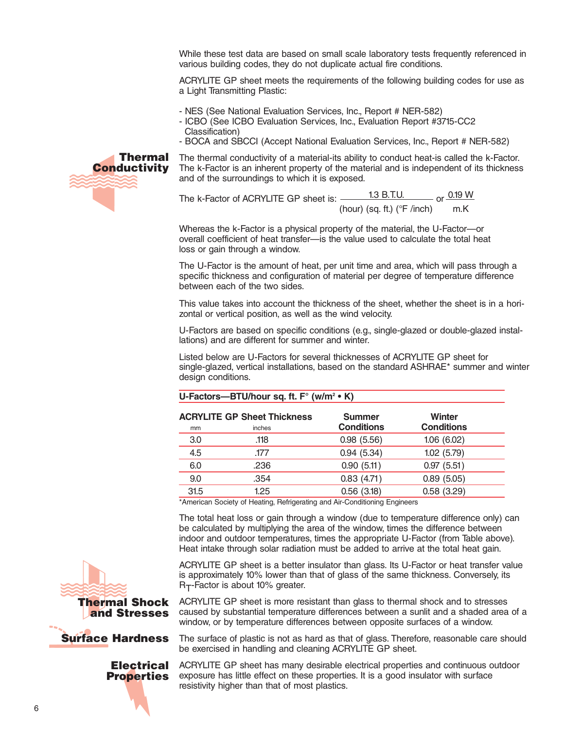While these test data are based on small scale laboratory tests frequently referenced in various building codes, they do not duplicate actual fire conditions.

ACRYLITE GP sheet meets the requirements of the following building codes for use as a Light Transmitting Plastic:

- NES (See National Evaluation Services, Inc., Report # NER-582)
- ICBO (See ICBO Evaluation Services, Inc., Evaluation Report #3715-CC2 Classification)
- BOCA and SBCCI (Accept National Evaluation Services, Inc., Report # NER-582)

## Thermal Conductivity

The thermal conductivity of a material-its ability to conduct heat-is called the k-Factor. The k-Factor is an inherent property of the material and is independent of its thickness and of the surroundings to which it is exposed.

The k-Factor of ACRYLITE GP sheet is: $\dfrac{1.3 \text{ B.T.U.}}{(\text{hour})\ (\text{sq. ft.})\ (°\text{F /inch})}$ or $\dfrac{0.19 \text{ W}}{\text{m.K}}$

Whereas the k-Factor is a physical property of the material, the U-Factor—or overall coefficient of heat transfer—is the value used to calculate the total heat loss or gain through a window.

The U-Factor is the amount of heat, per unit time and area, which will pass through a specific thickness and configuration of material per degree of temperature difference between each of the two sides.

This value takes into account the thickness of the sheet, whether the sheet is in a horizontal or vertical position, as well as the wind velocity.

U-Factors are based on specific conditions (e.g., single-glazed or double-glazed installations) and are different for summer and winter.

Listed below are U-Factors for several thicknesses of ACRYLITE GP sheet for single-glazed, vertical installations, based on the standard ASHRAE* summer and winter design conditions.

**U-Factors—BTU/hour sq. ft. F° (w/m² • K)**

| ACRYLITE GP Sheet Thickness mm | inches | Summer Conditions | Winter Conditions |
|---|---|---|---|
| 3.0 | .118 | 0.98 (5.56) | 1.06 (6.02) |
| 4.5 | .177 | 0.94 (5.34) | 1.02 (5.79) |
| 6.0 | .236 | 0.90 (5.11) | 0.97 (5.51) |
| 9.0 | .354 | 0.83 (4.71) | 0.89 (5.05) |
| 31.5 | 1.25 | 0.56 (3.18) | 0.58 (3.29) |

*American Society of Heating, Refrigerating and Air-Conditioning Engineers

The total heat loss or gain through a window (due to temperature difference only) can be calculated by multiplying the area of the window, times the difference between indoor and outdoor temperatures, times the appropriate U-Factor (from Table above). Heat intake through solar radiation must be added to arrive at the total heat gain.

ACRYLITE GP sheet is a better insulator than glass. Its U-Factor or heat transfer value is approximately 10% lower than that of glass of the same thickness. Conversely, its $R_T$-Factor is about 10% greater.

## Thermal Shock and Stresses

ACRYLITE GP sheet is more resistant than glass to thermal shock and to stresses caused by substantial temperature differences between a sunlit and a shaded area of a window, or by temperature differences between opposite surfaces of a window.

## Surface Hardness

The surface of plastic is not as hard as that of glass. Therefore, reasonable care should be exercised in handling and cleaning ACRYLITE GP sheet.

## Electrical Properties

ACRYLITE GP sheet has many desirable electrical properties and continuous outdoor exposure has little effect on these properties. It is a good insulator with surface resistivity higher than that of most plastics.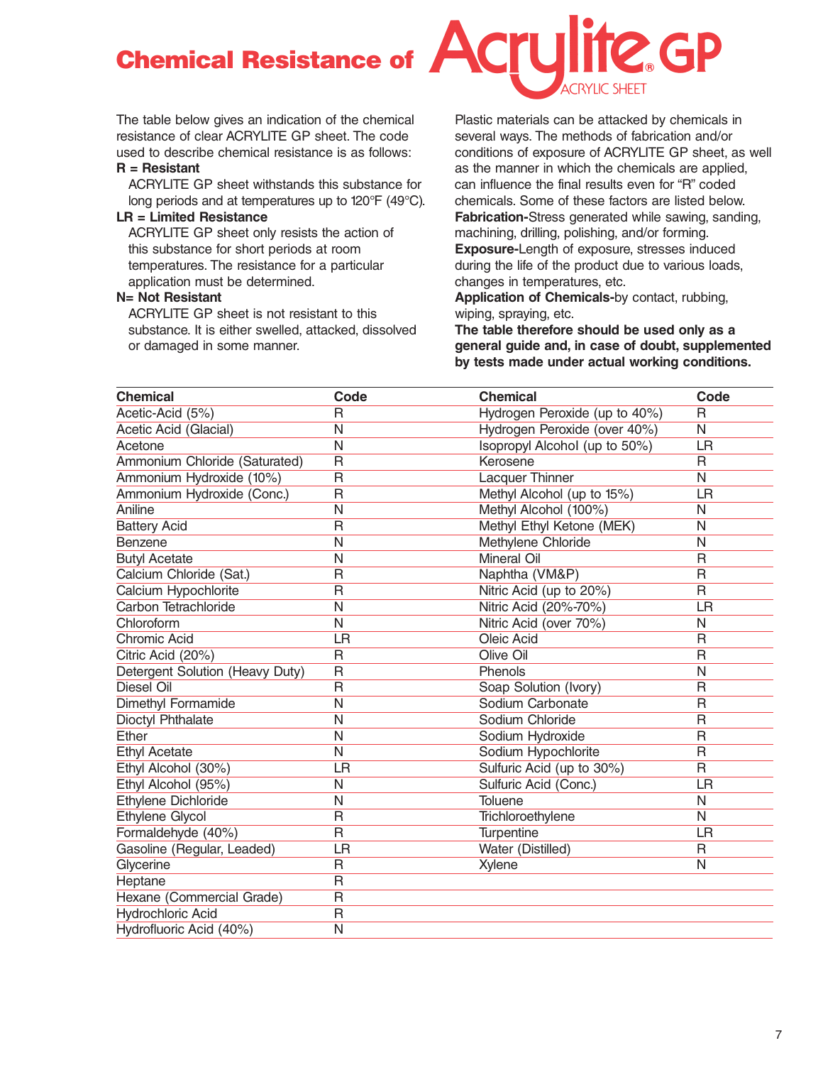# Chemical Resistance of Acrylite® GP

ACRYLIC SHEET

The table below gives an indication of the chemical resistance of clear ACRYLITE GP sheet. The code used to describe chemical resistance is as follows:

**R = Resistant**
ACRYLITE GP sheet withstands this substance for long periods and at temperatures up to 120°F (49°C).

**LR = Limited Resistance**
ACRYLITE GP sheet only resists the action of this substance for short periods at room temperatures. The resistance for a particular application must be determined.

**N= Not Resistant**
ACRYLITE GP sheet is not resistant to this substance. It is either swelled, attacked, dissolved or damaged in some manner.

Plastic materials can be attacked by chemicals in several ways. The methods of fabrication and/or conditions of exposure of ACRYLITE GP sheet, as well as the manner in which the chemicals are applied, can influence the final results even for "R" coded chemicals. Some of these factors are listed below.

**Fabrication-**Stress generated while sawing, sanding, machining, drilling, polishing, and/or forming.

**Exposure-**Length of exposure, stresses induced during the life of the product due to various loads, changes in temperatures, etc.

**Application of Chemicals-**by contact, rubbing, wiping, spraying, etc.

**The table therefore should be used only as a general guide and, in case of doubt, supplemented by tests made under actual working conditions.**

| Chemical | Code |
|---|---|
| Acetic-Acid (5%) | R |
| Acetic Acid (Glacial) | N |
| Acetone | N |
| Ammonium Chloride (Saturated) | R |
| Ammonium Hydroxide (10%) | R |
| Ammonium Hydroxide (Conc.) | R |
| Aniline | N |
| Battery Acid | R |
| Benzene | N |
| Butyl Acetate | N |
| Calcium Chloride (Sat.) | R |
| Calcium Hypochlorite | R |
| Carbon Tetrachloride | N |
| Chloroform | N |
| Chromic Acid | LR |
| Citric Acid (20%) | R |
| Detergent Solution (Heavy Duty) | R |
| Diesel Oil | R |
| Dimethyl Formamide | N |
| Dioctyl Phthalate | N |
| Ether | N |
| Ethyl Acetate | N |
| Ethyl Alcohol (30%) | LR |
| Ethyl Alcohol (95%) | N |
| Ethylene Dichloride | N |
| Ethylene Glycol | R |
| Formaldehyde (40%) | R |
| Gasoline (Regular, Leaded) | LR |
| Glycerine | R |
| Heptane | R |
| Hexane (Commercial Grade) | R |
| Hydrochloric Acid | R |
| Hydrofluoric Acid (40%) | N |
| Hydrogen Peroxide (up to 40%) | R |
| Hydrogen Peroxide (over 40%) | N |
| Isopropyl Alcohol (up to 50%) | LR |
| Kerosene | R |
| Lacquer Thinner | N |
| Methyl Alcohol (up to 15%) | LR |
| Methyl Alcohol (100%) | N |
| Methyl Ethyl Ketone (MEK) | N |
| Methylene Chloride | N |
| Mineral Oil | R |
| Naphtha (VM&P) | R |
| Nitric Acid (up to 20%) | R |
| Nitric Acid (20%-70%) | LR |
| Nitric Acid (over 70%) | N |
| Oleic Acid | R |
| Olive Oil | R |
| Phenols | N |
| Soap Solution (Ivory) | R |
| Sodium Carbonate | R |
| Sodium Chloride | R |
| Sodium Hydroxide | R |
| Sodium Hypochlorite | R |
| Sulfuric Acid (up to 30%) | R |
| Sulfuric Acid (Conc.) | LR |
| Toluene | N |
| Trichloroethylene | N |
| Turpentine | LR |
| Water (Distilled) | R |
| Xylene | N |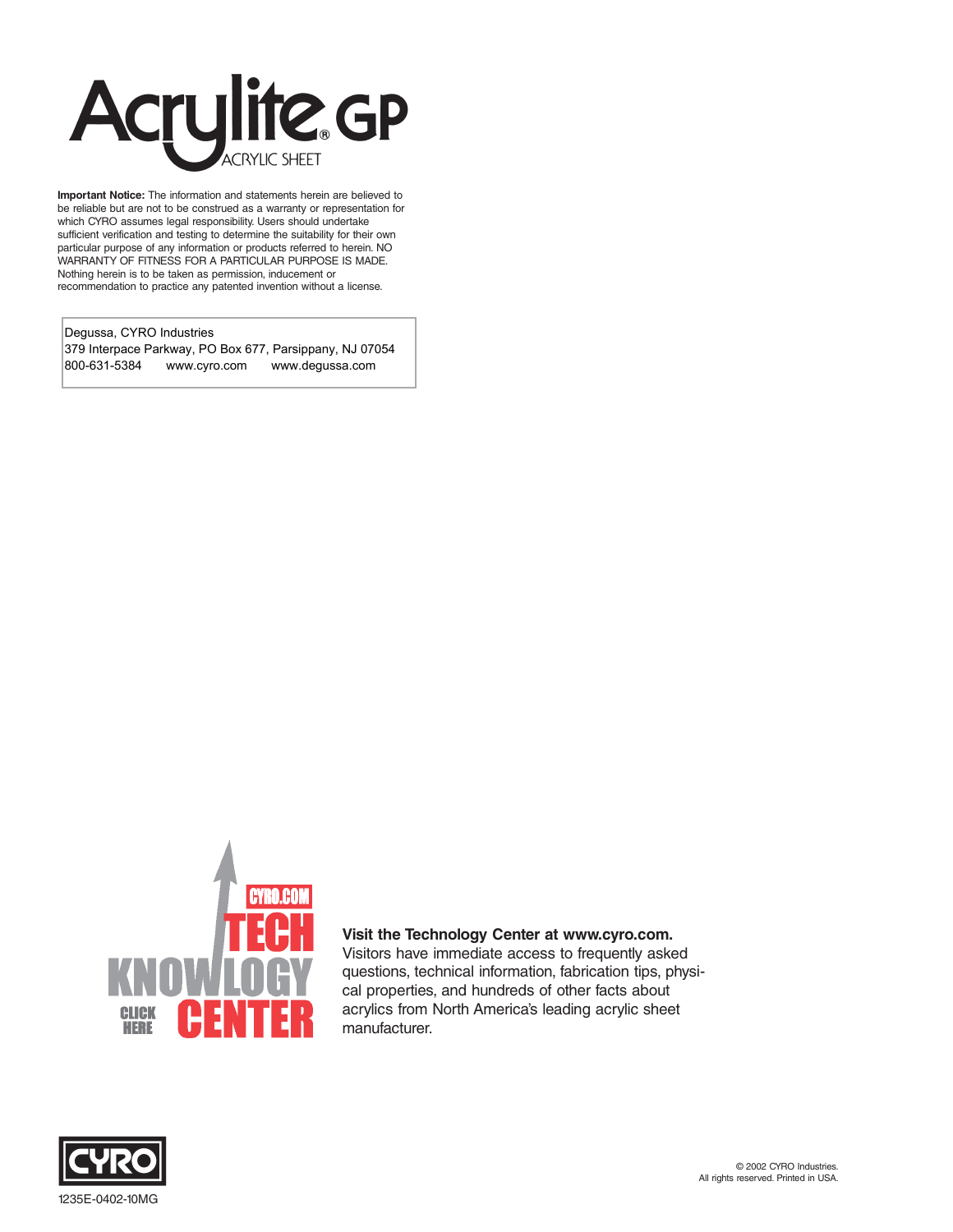# Acrylite® GP

ACRYLIC SHEET

**Important Notice:** The information and statements herein are believed to be reliable but are not to be construed as a warranty or representation for which CYRO assumes legal responsibility. Users should undertake sufficient verification and testing to determine the suitability for their own particular purpose of any information or products referred to herein. NO WARRANTY OF FITNESS FOR A PARTICULAR PURPOSE IS MADE. Nothing herein is to be taken as permission, inducement or recommendation to practice any patented invention without a license.

Degussa, CYRO Industries
379 Interpace Parkway, PO Box 677, Parsippany, NJ 07054
800-631-5384   www.cyro.com   www.degussa.com

CYRO.COM TECH KNOWLOGY CENTER
CLICK HERE

**Visit the Technology Center at www.cyro.com.**
Visitors have immediate access to frequently asked questions, technical information, fabrication tips, physical properties, and hundreds of other facts about acrylics from North America's leading acrylic sheet manufacturer.

CYRO

1235E-0402-10MG

© 2002 CYRO Industries.
All rights reserved. Printed in USA.